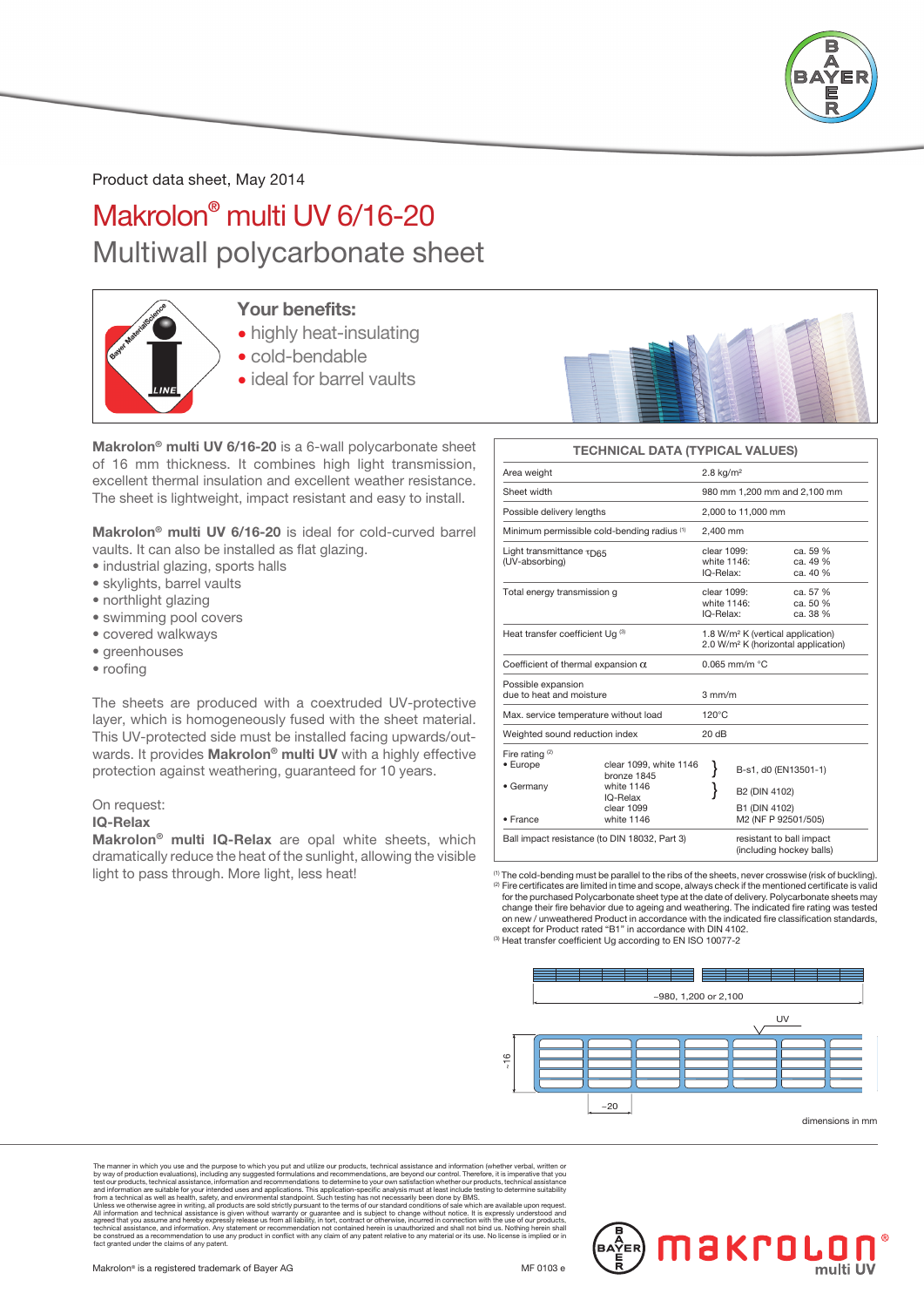Product data sheet, May 2014

# Makrolon® multi UV 6/16-20

## Multiwall polycarbonate sheet

### Your benefits:

- highly heat-insulating
- cold-bendable
- ideal for barrel vaults

**Makrolon® multi UV 6/16-20** is a 6-wall polycarbonate sheet of 16 mm thickness. It combines high light transmission, excellent thermal insulation and excellent weather resistance. The sheet is lightweight, impact resistant and easy to install.

**Makrolon® multi UV 6/16-20** is ideal for cold-curved barrel vaults. It can also be installed as flat glazing.

- industrial glazing, sports halls
- skylights, barrel vaults
- northlight glazing
- swimming pool covers
- covered walkways
- greenhouses
- roofing

The sheets are produced with a coextruded UV-protective layer, which is homogeneously fused with the sheet material. This UV-protected side must be installed facing upwards/outwards. It provides **Makrolon® multi UV** with a highly effective protection against weathering, guaranteed for 10 years.

On request:
**IQ-Relax**
**Makrolon® multi IQ-Relax** are opal white sheets, which dramatically reduce the heat of the sunlight, allowing the visible light to pass through. More light, less heat!

| TECHNICAL DATA (TYPICAL VALUES) | | |
|---|---|---|
| Area weight | 2.8 kg/m² | |
| Sheet width | 980 mm 1,200 mm and 2,100 mm | |
| Possible delivery lengths | 2,000 to 11,000 mm | |
| Minimum permissible cold-bending radius [1] | 2,400 mm | |
| Light transmittance $\tau_{D65}$ (UV-absorbing) | clear 1099:<br>white 1146:<br>IQ-Relax: | ca. 59 %<br>ca. 49 %<br>ca. 40 % |
| Total energy transmission g | clear 1099:<br>white 1146:<br>IQ-Relax: | ca. 57 %<br>ca. 50 %<br>ca. 38 % |
| Heat transfer coefficient Ug [3] | 1.8 W/m² K (vertical application)<br>2.0 W/m² K (horizontal application) | |
| Coefficient of thermal expansion $\alpha$ | 0.065 mm/m °C | |
| Possible expansion due to heat and moisture | 3 mm/m | |
| Max. service temperature without load | 120°C | |
| Weighted sound reduction index | 20 dB | |
| Fire rating [2]<br>• Europe<br>• Germany<br><br><br>• France | clear 1099, white 1146, bronze 1845<br>white 1146, IQ-Relax<br>clear 1099<br>white 1146 | B-s1, d0 (EN13501-1)<br>B2 (DIN 4102)<br>B1 (DIN 4102)<br>M2 (NF P 92501/505) |
| Ball impact resistance (to DIN 18032, Part 3) | resistant to ball impact (including hockey balls) | |

[1] The cold-bending must be parallel to the ribs of the sheets, never crosswise (risk of buckling).
[2] Fire certificates are limited in time and scope, always check if the mentioned certificate is valid for the purchased Polycarbonate sheet type at the date of delivery. Polycarbonate sheets may change their fire behavior due to ageing and weathering. The indicated fire rating was tested on new / unweathered Product in accordance with the indicated fire classification standards, except for Product rated "B1" in accordance with DIN 4102.
[3] Heat transfer coefficient Ug according to EN ISO 10077-2

~980, 1,200 or 2,100

UV

~16

~20

dimensions in mm

The manner in which you use and the purpose to which you put and utilize our products, technical assistance and information (whether verbal, written or by way of production evaluations), including any suggested formulations and recommendations, are beyond our control. Therefore, it is imperative that you test our products, technical assistance, information and recommendations to determine to your own satisfaction whether our products, technical assistance and information are suitable for your intended uses and applications. This application-specific analysis must at least include testing to determine suitability from a technical as well as health, safety, and environmental standpoint. Such testing has not necessarily been done by BMS. Unless we otherwise agree in writing, all products are sold strictly pursuant to the terms of our standard conditions of sale which are available upon request. All information and technical assistance is given without warranty or guarantee and is subject to change without notice. It is expressly understood and agreed that you assume and hereby expressly release us from all liability, in tort, contract or otherwise, incurred in connection with the use of our products, technical assistance, and information. Any statement or recommendation not contained herein is unauthorized and shall not bind us. Nothing herein shall be construed as a recommendation to use any product in conflict with any claim of any patent relative to any material or its use. No license is implied or in fact granted under the claims of any patent.

Makrolon® is a registered trademark of Bayer AG

MF 0103 e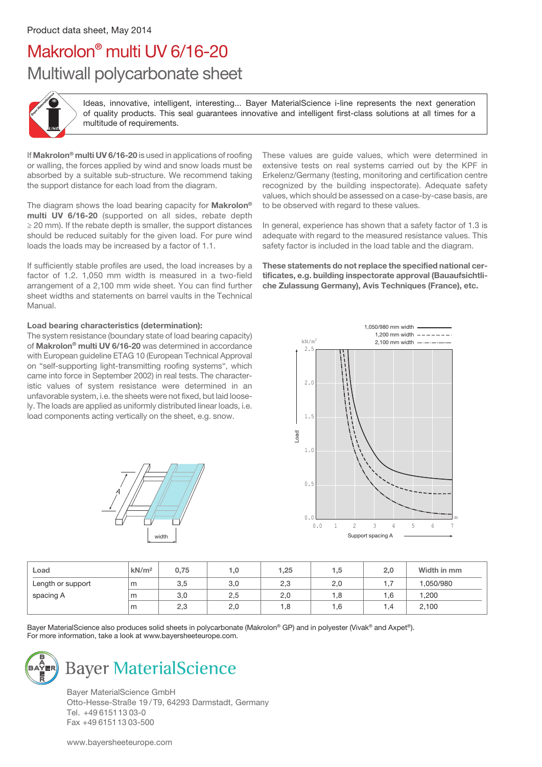Product data sheet, May 2014

# Makrolon® multi UV 6/16-20

## Multiwall polycarbonate sheet

Ideas, innovative, intelligent, interesting... Bayer MaterialScience i-line represents the next generation of quality products. This seal guarantees innovative and intelligent first-class solutions at all times for a multitude of requirements.

If **Makrolon® multi UV 6/16-20** is used in applications of roofing or walling, the forces applied by wind and snow loads must be absorbed by a suitable sub-structure. We recommend taking the support distance for each load from the diagram.

The diagram shows the load bearing capacity for **Makrolon® multi UV 6/16-20** (supported on all sides, rebate depth ≥ 20 mm). If the rebate depth is smaller, the support distances should be reduced suitably for the given load. For pure wind loads the loads may be increased by a factor of 1.1.

If sufficiently stable profiles are used, the load increases by a factor of 1.2. 1,050 mm width is measured in a two-field arrangement of a 2,100 mm wide sheet. You can find further sheet widths and statements on barrel vaults in the Technical Manual.

**Load bearing characteristics (determination):**
The system resistance (boundary state of load bearing capacity) of **Makrolon® multi UV 6/16-20** was determined in accordance with European guideline ETAG 10 (European Technical Approval on "self-supporting light-transmitting roofing systems", which came into force in September 2002) in real tests. The characteristic values of system resistance were determined in an unfavorable system, i.e. the sheets were not fixed, but laid loosely. The loads are applied as uniformly distributed linear loads, i.e. load components acting vertically on the sheet, e.g. snow.

These values are guide values, which were determined in extensive tests on real systems carried out by the KPF in Erkelenz/Germany (testing, monitoring and certification centre recognized by the building inspectorate). Adequate safety values, which should be assessed on a case-by-case basis, are to be observed with regard to these values.

In general, experience has shown that a safety factor of 1.3 is adequate with regard to the measured resistance values. This safety factor is included in the load table and the diagram.

**These statements do not replace the specified national certificates, e.g. building inspectorate approval (Bauaufsichtliche Zulassung Germany), Avis Techniques (France), etc.**

A

width

1,050/980 mm width
1,200 mm width
2,100 mm width

kN/m²

Load

2.5
2.0
1.5
1.0
0.5
0.0

0.0 1 2 3 4 5 6 7 m

Support spacing A

| Load | kN/m² | 0,75 | 1,0 | 1,25 | 1,5 | 2,0 | Width in mm |
|---|---|---|---|---|---|---|---|
| Length or support spacing A | m | 3,5 | 3,0 | 2,3 | 2,0 | 1,7 | 1,050/980 |
| | m | 3,0 | 2,5 | 2,0 | 1,8 | 1,6 | 1,200 |
| | m | 2,3 | 2,0 | 1,8 | 1,6 | 1,4 | 2,100 |

Bayer MaterialScience also produces solid sheets in polycarbonate (Makrolon® GP) and in polyester (Vivak® and Axpet®).
For more information, take a look at www.bayersheeteurope.com.

Bayer MaterialScience

Bayer MaterialScience GmbH
Otto-Hesse-Straße 19/T9, 64293 Darmstadt, Germany
Tel. +49 6151 13 03-0
Fax +49 6151 13 03-500

www.bayersheeteurope.com